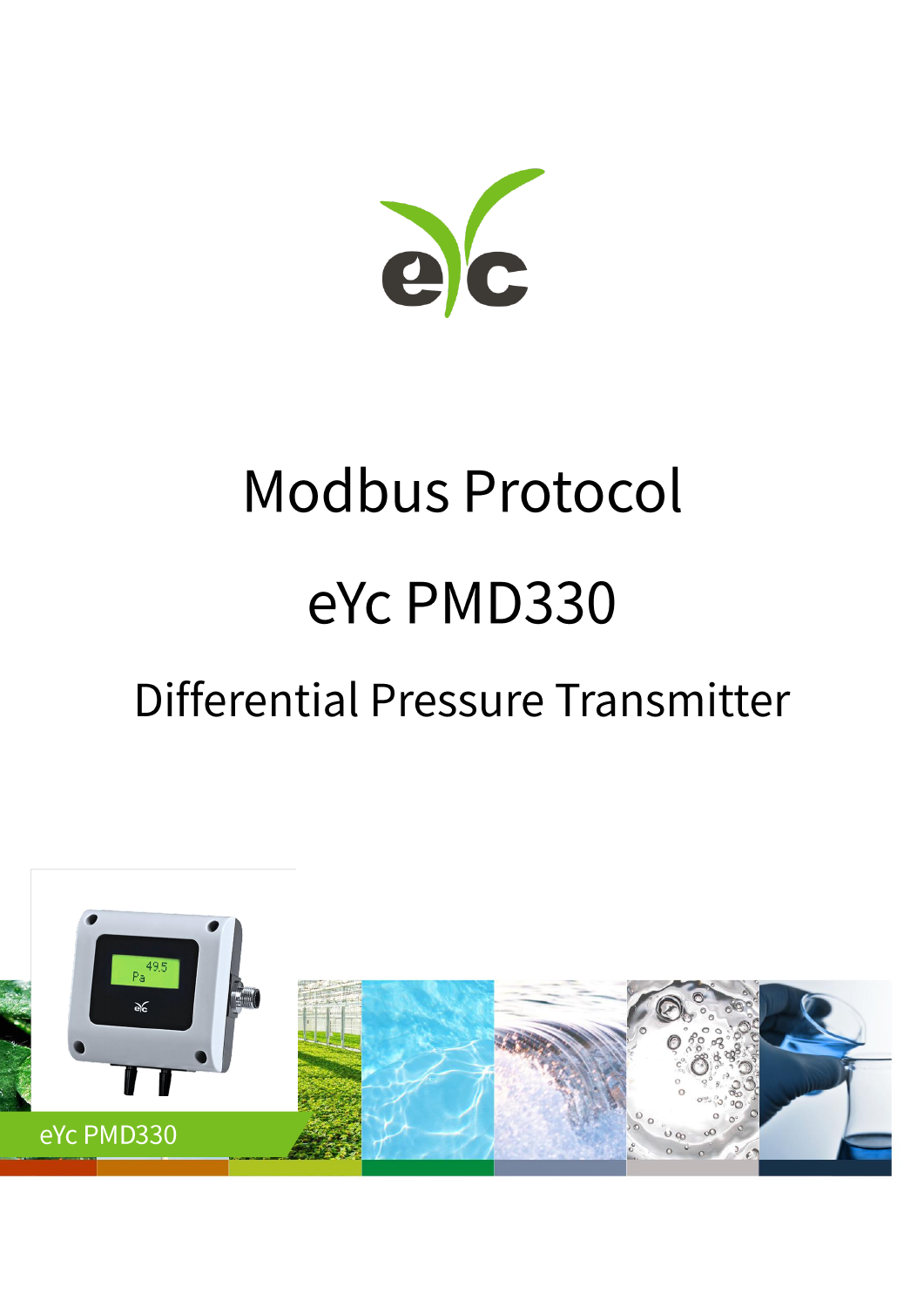# Modbus Protocol

# eYc PMD330

## Differential Pressure Transmitter

eYc PMD330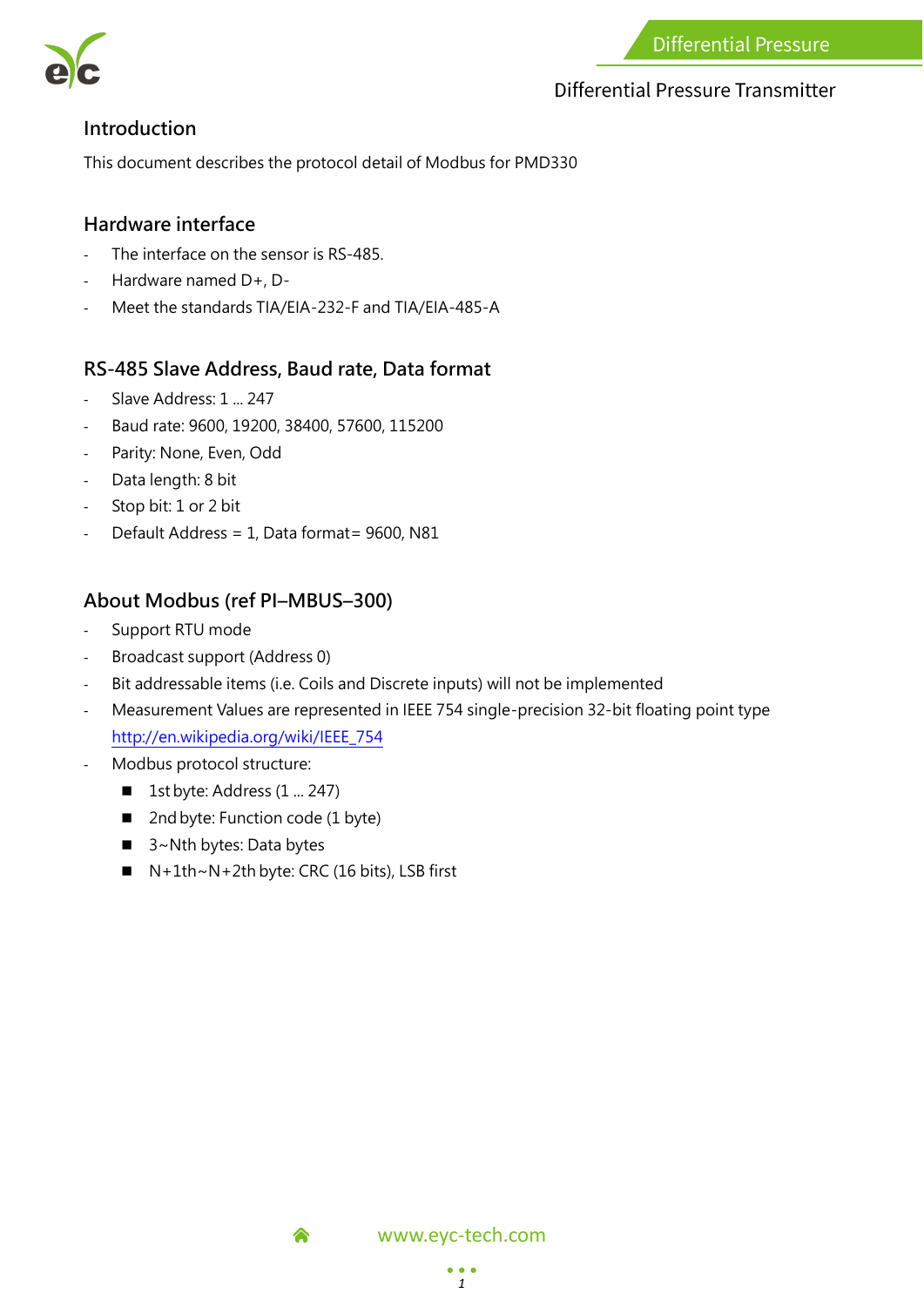## Introduction

This document describes the protocol detail of Modbus for PMD330

## Hardware interface

- The interface on the sensor is RS-485.
- Hardware named D+, D-
- Meet the standards TIA/EIA-232-F and TIA/EIA-485-A

## RS-485 Slave Address, Baud rate, Data format

- Slave Address: 1 ... 247
- Baud rate: 9600, 19200, 38400, 57600, 115200
- Parity: None, Even, Odd
- Data length: 8 bit
- Stop bit: 1 or 2 bit
- Default Address = 1, Data format= 9600, N81

## About Modbus (ref PI–MBUS–300)

- Support RTU mode
- Broadcast support (Address 0)
- Bit addressable items (i.e. Coils and Discrete inputs) will not be implemented
- Measurement Values are represented in IEEE 754 single-precision 32-bit floating point type http://en.wikipedia.org/wiki/IEEE_754
- Modbus protocol structure:
  - 1st byte: Address (1 ... 247)
  - 2nd byte: Function code (1 byte)
  - 3~Nth bytes: Data bytes
  - N+1th~N+2th byte: CRC (16 bits), LSB first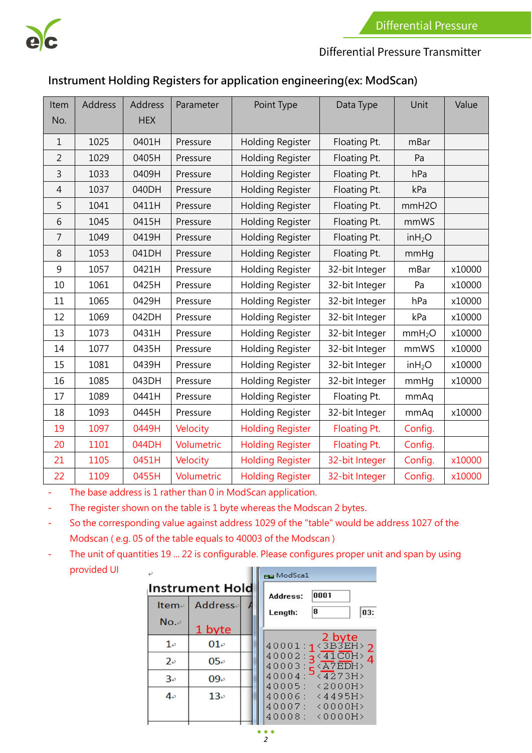## Instrument Holding Registers for application engineering(ex: ModScan)

| Item No. | Address | Address HEX | Parameter | Point Type | Data Type | Unit | Value |
|---|---|---|---|---|---|---|---|
| 1 | 1025 | 0401H | Pressure | Holding Register | Floating Pt. | mBar | |
| 2 | 1029 | 0405H | Pressure | Holding Register | Floating Pt. | Pa | |
| 3 | 1033 | 0409H | Pressure | Holding Register | Floating Pt. | hPa | |
| 4 | 1037 | 040DH | Pressure | Holding Register | Floating Pt. | kPa | |
| 5 | 1041 | 0411H | Pressure | Holding Register | Floating Pt. | mmH2O | |
| 6 | 1045 | 0415H | Pressure | Holding Register | Floating Pt. | mmWS | |
| 7 | 1049 | 0419H | Pressure | Holding Register | Floating Pt. | in$H_2O$ | |
| 8 | 1053 | 041DH | Pressure | Holding Register | Floating Pt. | mmHg | |
| 9 | 1057 | 0421H | Pressure | Holding Register | 32-bit Integer | mBar | x10000 |
| 10 | 1061 | 0425H | Pressure | Holding Register | 32-bit Integer | Pa | x10000 |
| 11 | 1065 | 0429H | Pressure | Holding Register | 32-bit Integer | hPa | x10000 |
| 12 | 1069 | 042DH | Pressure | Holding Register | 32-bit Integer | kPa | x10000 |
| 13 | 1073 | 0431H | Pressure | Holding Register | 32-bit Integer | mm$H_2O$ | x10000 |
| 14 | 1077 | 0435H | Pressure | Holding Register | 32-bit Integer | mmWS | x10000 |
| 15 | 1081 | 0439H | Pressure | Holding Register | 32-bit Integer | in$H_2O$ | x10000 |
| 16 | 1085 | 043DH | Pressure | Holding Register | 32-bit Integer | mmHg | x10000 |
| 17 | 1089 | 0441H | Pressure | Holding Register | Floating Pt. | mmAq | |
| 18 | 1093 | 0445H | Pressure | Holding Register | 32-bit Integer | mmAq | x10000 |
| 19 | 1097 | 0449H | Velocity | Holding Register | Floating Pt. | Config. | |
| 20 | 1101 | 044DH | Volumetric | Holding Register | Floating Pt. | Config. | |
| 21 | 1105 | 0451H | Velocity | Holding Register | 32-bit Integer | Config. | x10000 |
| 22 | 1109 | 0455H | Volumetric | Holding Register | 32-bit Integer | Config. | x10000 |

- The base address is 1 rather than 0 in ModScan application.
- The register shown on the table is 1 byte whereas the Modscan 2 bytes.
- So the corresponding value against address 1029 of the "table" would be address 1027 of the Modscan ( e.g. 05 of the table equals to 40003 of the Modscan )
- The unit of quantities 19 ... 22 is configurable. Please configures proper unit and span by using provided UI

Instrument Hold

| Item No. | Address (1 byte) |
|---|---|
| 1 | 01 |
| 2 | 05 |
| 3 | 09 |
| 4 | 13 |

ModSca1

Address: 0001
Length: 8

2 byte

```
40001: 1 <3B3EH> 2
40002: 3 <41C0H> 4
40003: 5 <A7EDH>
40004: <4273H>
40005: <2000H>
40006: <4495H>
40007: <0000H>
40008: <0000H>
```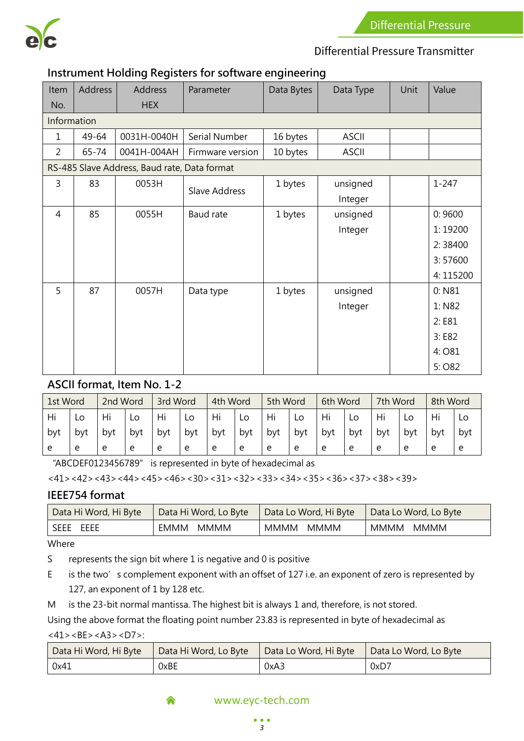Differential Pressure Transmitter

## Instrument Holding Registers for software engineering

| Item No. | Address | Address HEX | Parameter | Data Bytes | Data Type | Unit | Value |
|---|---|---|---|---|---|---|---|
| Information | | | | | | | |
| 1 | 49-64 | 0031H-0040H | Serial Number | 16 bytes | ASCII | | |
| 2 | 65-74 | 0041H-004AH | Firmware version | 10 bytes | ASCII | | |
| RS-485 Slave Address, Baud rate, Data format | | | | | | | |
| 3 | 83 | 0053H | Slave Address | 1 bytes | unsigned Integer | | 1-247 |
| 4 | 85 | 0055H | Baud rate | 1 bytes | unsigned Integer | | 0: 9600<br>1: 19200<br>2: 38400<br>3: 57600<br>4: 115200 |
| 5 | 87 | 0057H | Data type | 1 bytes | unsigned Integer | | 0: N81<br>1: N82<br>2: E81<br>3: E82<br>4: O81<br>5: O82 |

## ASCII format, Item No. 1-2

| 1st Word | | 2nd Word | | 3rd Word | | 4th Word | | 5th Word | | 6th Word | | 7th Word | | 8th Word | |
|---|---|---|---|---|---|---|---|---|---|---|---|---|---|---|---|
| Hi byte | Lo byte | Hi byte | Lo byte | Hi byte | Lo byte | Hi byte | Lo byte | Hi byte | Lo byte | Hi byte | Lo byte | Hi byte | Lo byte | Hi byte | Lo byte |

"ABCDEF0123456789" is represented in byte of hexadecimal as

<41><42><43><44><45><46><30><31><32><33><34><35><36><37><38><39>

## IEEE754 format

| Data Hi Word, Hi Byte | Data Hi Word, Lo Byte | Data Lo Word, Hi Byte | Data Lo Word, Lo Byte |
|---|---|---|---|
| SEEE EEEE | EMMM MMMM | MMMM MMMM | MMMM MMMM |

Where

S represents the sign bit where 1 is negative and 0 is positive

E is the two's complement exponent with an offset of 127 i.e. an exponent of zero is represented by 127, an exponent of 1 by 128 etc.

M is the 23-bit normal mantissa. The highest bit is always 1 and, therefore, is not stored.

Using the above format the floating point number 23.83 is represented in byte of hexadecimal as <41><BE><A3><D7>:

| Data Hi Word, Hi Byte | Data Hi Word, Lo Byte | Data Lo Word, Hi Byte | Data Lo Word, Lo Byte |
|---|---|---|---|
| 0x41 | 0xBE | 0xA3 | 0xD7 |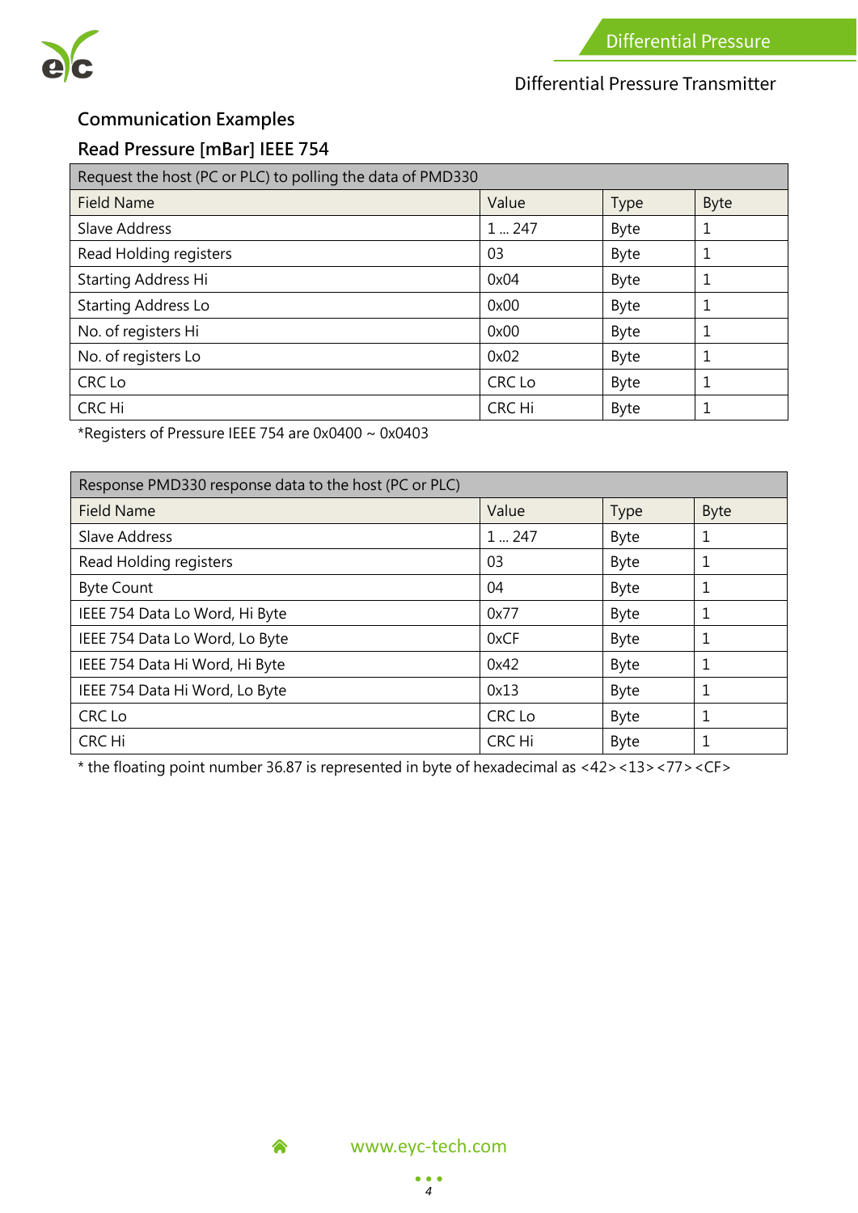## Communication Examples

### Read Pressure [mBar] IEEE 754

| Request the host (PC or PLC) to polling the data of PMD330 | | | |
|---|---|---|---|
| Field Name | Value | Type | Byte |
| Slave Address | 1 ... 247 | Byte | 1 |
| Read Holding registers | 03 | Byte | 1 |
| Starting Address Hi | 0x04 | Byte | 1 |
| Starting Address Lo | 0x00 | Byte | 1 |
| No. of registers Hi | 0x00 | Byte | 1 |
| No. of registers Lo | 0x02 | Byte | 1 |
| CRC Lo | CRC Lo | Byte | 1 |
| CRC Hi | CRC Hi | Byte | 1 |

*Registers of Pressure IEEE 754 are 0x0400 ~ 0x0403

| Response PMD330 response data to the host (PC or PLC) | | | |
|---|---|---|---|
| Field Name | Value | Type | Byte |
| Slave Address | 1 ... 247 | Byte | 1 |
| Read Holding registers | 03 | Byte | 1 |
| Byte Count | 04 | Byte | 1 |
| IEEE 754 Data Lo Word, Hi Byte | 0x77 | Byte | 1 |
| IEEE 754 Data Lo Word, Lo Byte | 0xCF | Byte | 1 |
| IEEE 754 Data Hi Word, Hi Byte | 0x42 | Byte | 1 |
| IEEE 754 Data Hi Word, Lo Byte | 0x13 | Byte | 1 |
| CRC Lo | CRC Lo | Byte | 1 |
| CRC Hi | CRC Hi | Byte | 1 |

* the floating point number 36.87 is represented in byte of hexadecimal as <42><13><77><CF>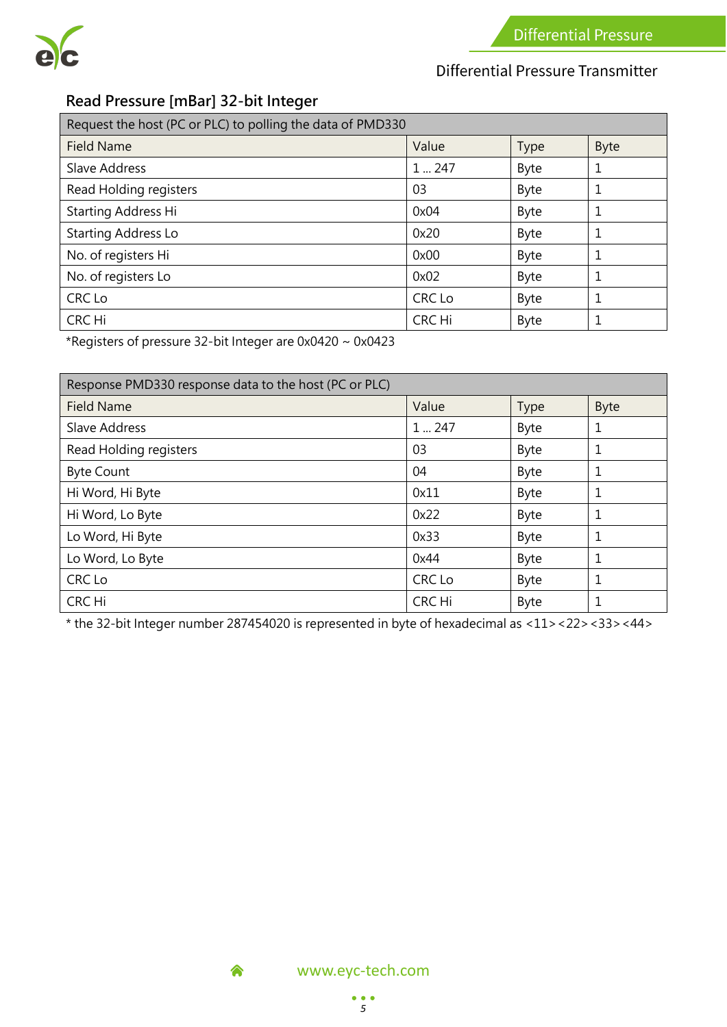### Read Pressure [mBar] 32-bit Integer

| Request the host (PC or PLC) to polling the data of PMD330 | | | |
|---|---|---|---|
| Field Name | Value | Type | Byte |
| Slave Address | 1 ... 247 | Byte | 1 |
| Read Holding registers | 03 | Byte | 1 |
| Starting Address Hi | 0x04 | Byte | 1 |
| Starting Address Lo | 0x20 | Byte | 1 |
| No. of registers Hi | 0x00 | Byte | 1 |
| No. of registers Lo | 0x02 | Byte | 1 |
| CRC Lo | CRC Lo | Byte | 1 |
| CRC Hi | CRC Hi | Byte | 1 |

*Registers of pressure 32-bit Integer are 0x0420 ~ 0x0423

| Response PMD330 response data to the host (PC or PLC) | | | |
|---|---|---|---|
| Field Name | Value | Type | Byte |
| Slave Address | 1 ... 247 | Byte | 1 |
| Read Holding registers | 03 | Byte | 1 |
| Byte Count | 04 | Byte | 1 |
| Hi Word, Hi Byte | 0x11 | Byte | 1 |
| Hi Word, Lo Byte | 0x22 | Byte | 1 |
| Lo Word, Hi Byte | 0x33 | Byte | 1 |
| Lo Word, Lo Byte | 0x44 | Byte | 1 |
| CRC Lo | CRC Lo | Byte | 1 |
| CRC Hi | CRC Hi | Byte | 1 |

* the 32-bit Integer number 287454020 is represented in byte of hexadecimal as <11><22><33><44>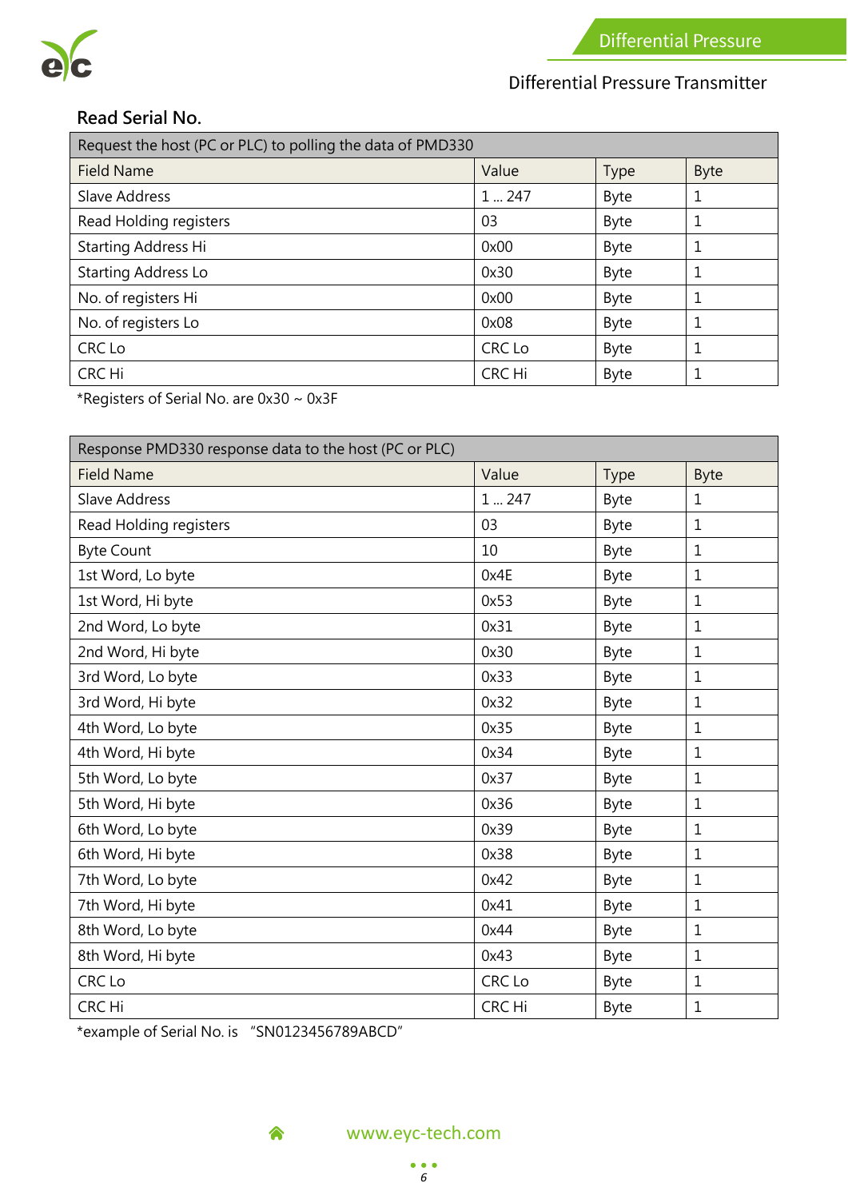## Read Serial No.

| Request the host (PC or PLC) to polling the data of PMD330 | | | |
|---|---|---|---|
| Field Name | Value | Type | Byte |
| Slave Address | 1 ... 247 | Byte | 1 |
| Read Holding registers | 03 | Byte | 1 |
| Starting Address Hi | 0x00 | Byte | 1 |
| Starting Address Lo | 0x30 | Byte | 1 |
| No. of registers Hi | 0x00 | Byte | 1 |
| No. of registers Lo | 0x08 | Byte | 1 |
| CRC Lo | CRC Lo | Byte | 1 |
| CRC Hi | CRC Hi | Byte | 1 |

*Registers of Serial No. are 0x30 ~ 0x3F

| Response PMD330 response data to the host (PC or PLC) | | | |
|---|---|---|---|
| Field Name | Value | Type | Byte |
| Slave Address | 1 ... 247 | Byte | 1 |
| Read Holding registers | 03 | Byte | 1 |
| Byte Count | 10 | Byte | 1 |
| 1st Word, Lo byte | 0x4E | Byte | 1 |
| 1st Word, Hi byte | 0x53 | Byte | 1 |
| 2nd Word, Lo byte | 0x31 | Byte | 1 |
| 2nd Word, Hi byte | 0x30 | Byte | 1 |
| 3rd Word, Lo byte | 0x33 | Byte | 1 |
| 3rd Word, Hi byte | 0x32 | Byte | 1 |
| 4th Word, Lo byte | 0x35 | Byte | 1 |
| 4th Word, Hi byte | 0x34 | Byte | 1 |
| 5th Word, Lo byte | 0x37 | Byte | 1 |
| 5th Word, Hi byte | 0x36 | Byte | 1 |
| 6th Word, Lo byte | 0x39 | Byte | 1 |
| 6th Word, Hi byte | 0x38 | Byte | 1 |
| 7th Word, Lo byte | 0x42 | Byte | 1 |
| 7th Word, Hi byte | 0x41 | Byte | 1 |
| 8th Word, Lo byte | 0x44 | Byte | 1 |
| 8th Word, Hi byte | 0x43 | Byte | 1 |
| CRC Lo | CRC Lo | Byte | 1 |
| CRC Hi | CRC Hi | Byte | 1 |

*example of Serial No. is "SN0123456789ABCD"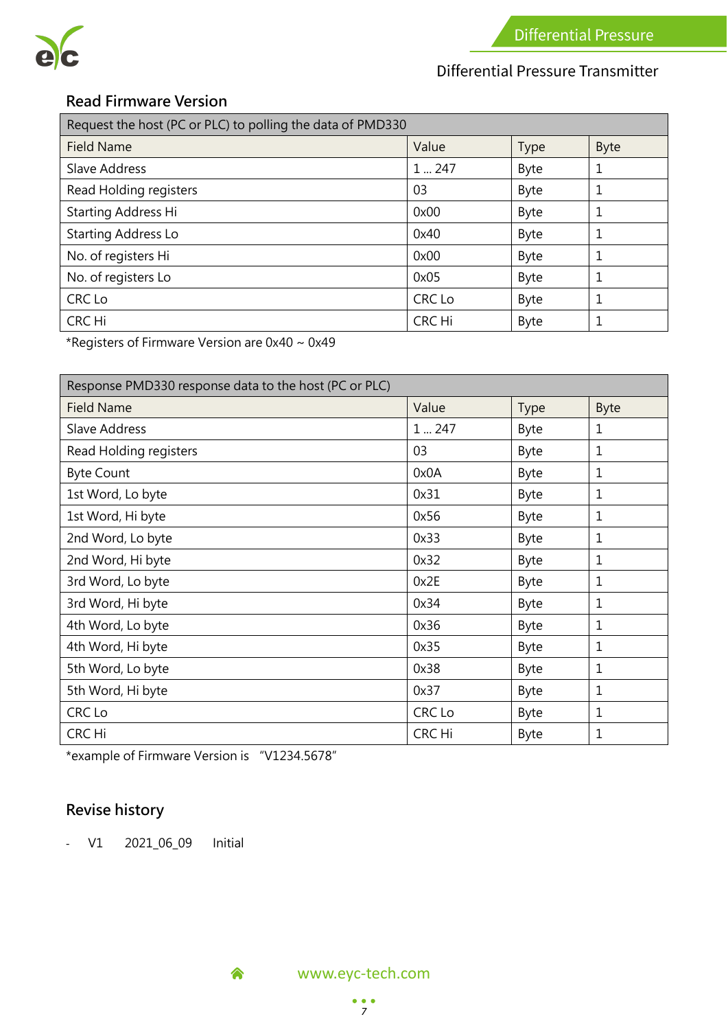## Read Firmware Version

| Request the host (PC or PLC) to polling the data of PMD330 | | | |
|---|---|---|---|
| Field Name | Value | Type | Byte |
| Slave Address | 1 ... 247 | Byte | 1 |
| Read Holding registers | 03 | Byte | 1 |
| Starting Address Hi | 0x00 | Byte | 1 |
| Starting Address Lo | 0x40 | Byte | 1 |
| No. of registers Hi | 0x00 | Byte | 1 |
| No. of registers Lo | 0x05 | Byte | 1 |
| CRC Lo | CRC Lo | Byte | 1 |
| CRC Hi | CRC Hi | Byte | 1 |

*Registers of Firmware Version are 0x40 ~ 0x49

| Response PMD330 response data to the host (PC or PLC) | | | |
|---|---|---|---|
| Field Name | Value | Type | Byte |
| Slave Address | 1 ... 247 | Byte | 1 |
| Read Holding registers | 03 | Byte | 1 |
| Byte Count | 0x0A | Byte | 1 |
| 1st Word, Lo byte | 0x31 | Byte | 1 |
| 1st Word, Hi byte | 0x56 | Byte | 1 |
| 2nd Word, Lo byte | 0x33 | Byte | 1 |
| 2nd Word, Hi byte | 0x32 | Byte | 1 |
| 3rd Word, Lo byte | 0x2E | Byte | 1 |
| 3rd Word, Hi byte | 0x34 | Byte | 1 |
| 4th Word, Lo byte | 0x36 | Byte | 1 |
| 4th Word, Hi byte | 0x35 | Byte | 1 |
| 5th Word, Lo byte | 0x38 | Byte | 1 |
| 5th Word, Hi byte | 0x37 | Byte | 1 |
| CRC Lo | CRC Lo | Byte | 1 |
| CRC Hi | CRC Hi | Byte | 1 |

*example of Firmware Version is "V1234.5678"

## Revise history

- V1 2021_06_09 Initial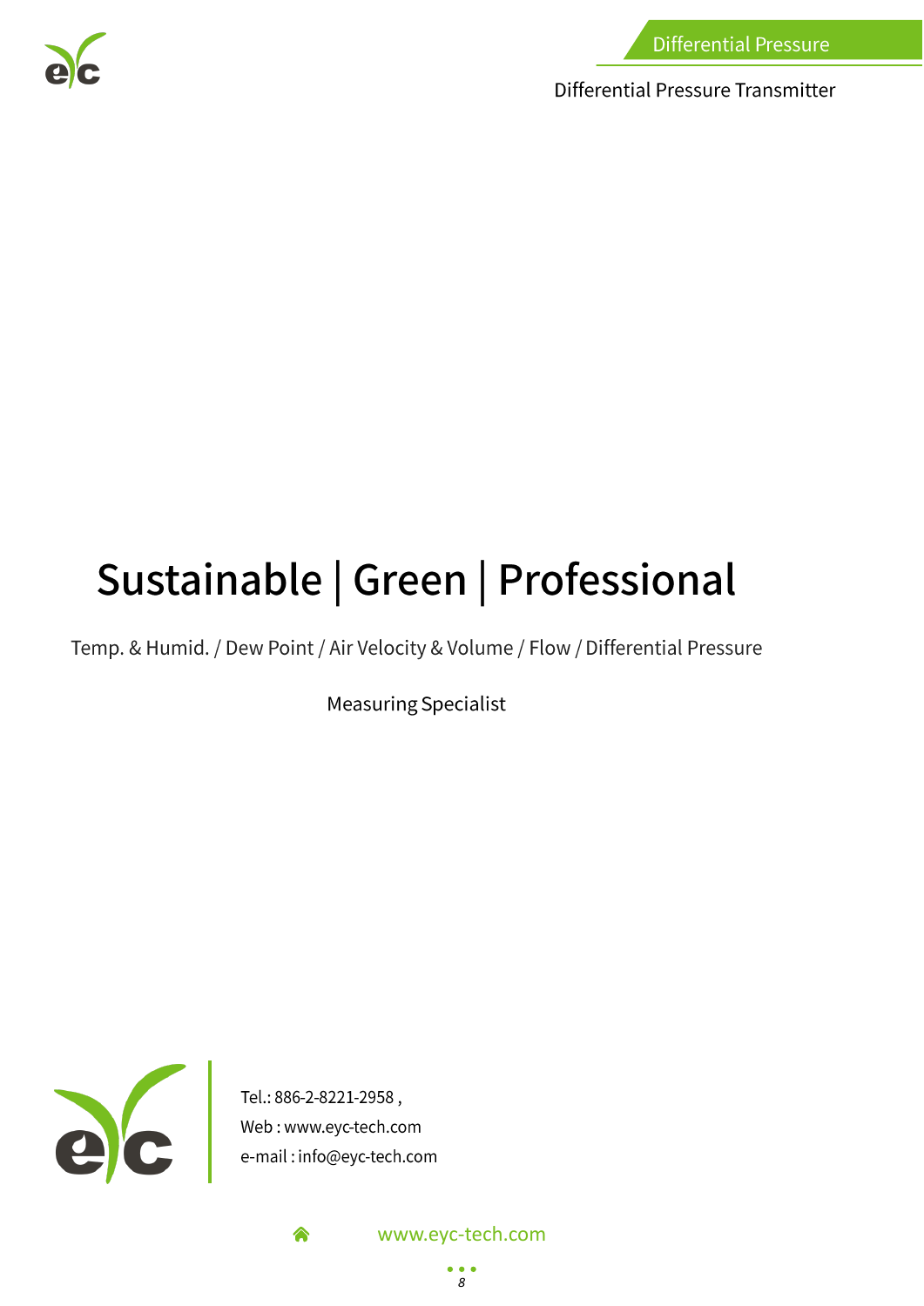# Sustainable | Green | Professional

Temp. & Humid. / Dew Point / Air Velocity & Volume / Flow / Differential Pressure

Measuring Specialist

Tel.: 886-2-8221-2958 ,

Web : www.eyc-tech.com

e-mail : info@eyc-tech.com